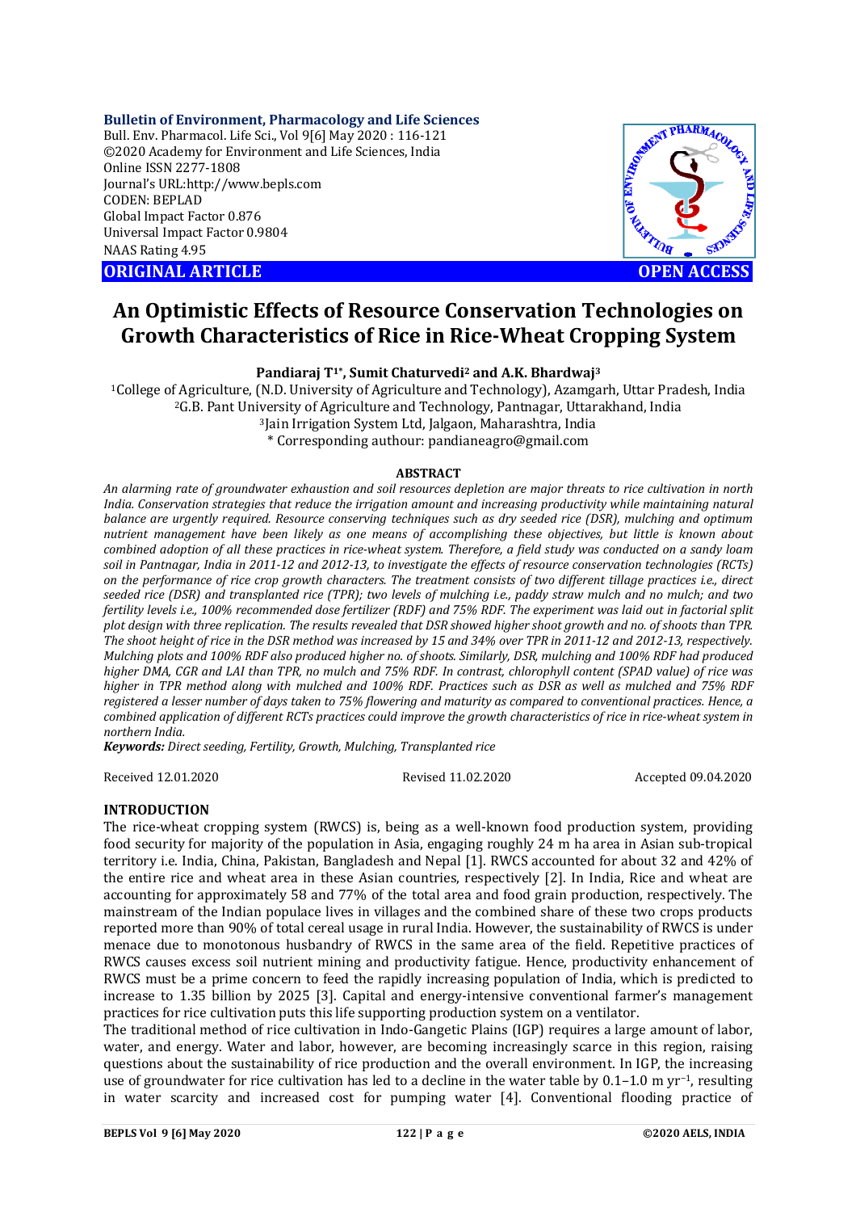**ORIGINAL ARTICLE** **OPEN ACCESS**

# An Optimistic Effects of Resource Conservation Technologies on Growth Characteristics of Rice in Rice-Wheat Cropping System

**Pandiaraj T[1*], Sumit Chaturvedi[2] and A.K. Bhardwaj[3]**

[1]College of Agriculture, (N.D. University of Agriculture and Technology), Azamgarh, Uttar Pradesh, India
[2]G.B. Pant University of Agriculture and Technology, Pantnagar, Uttarakhand, India
[3]Jain Irrigation System Ltd, Jalgaon, Maharashtra, India
* Corresponding authour: pandianeagro@gmail.com

## ABSTRACT

*An alarming rate of groundwater exhaustion and soil resources depletion are major threats to rice cultivation in north India. Conservation strategies that reduce the irrigation amount and increasing productivity while maintaining natural balance are urgently required. Resource conserving techniques such as dry seeded rice (DSR), mulching and optimum nutrient management have been likely as one means of accomplishing these objectives, but little is known about combined adoption of all these practices in rice-wheat system. Therefore, a field study was conducted on a sandy loam soil in Pantnagar, India in 2011-12 and 2012-13, to investigate the effects of resource conservation technologies (RCTs) on the performance of rice crop growth characters. The treatment consists of two different tillage practices i.e., direct seeded rice (DSR) and transplanted rice (TPR); two levels of mulching i.e., paddy straw mulch and no mulch; and two fertility levels i.e., 100% recommended dose fertilizer (RDF) and 75% RDF. The experiment was laid out in factorial split plot design with three replication. The results revealed that DSR showed higher shoot growth and no. of shoots than TPR. The shoot height of rice in the DSR method was increased by 15 and 34% over TPR in 2011-12 and 2012-13, respectively. Mulching plots and 100% RDF also produced higher no. of shoots. Similarly, DSR, mulching and 100% RDF had produced higher DMA, CGR and LAI than TPR, no mulch and 75% RDF. In contrast, chlorophyll content (SPAD value) of rice was higher in TPR method along with mulched and 100% RDF. Practices such as DSR as well as mulched and 75% RDF registered a lesser number of days taken to 75% flowering and maturity as compared to conventional practices. Hence, a combined application of different RCTs practices could improve the growth characteristics of rice in rice-wheat system in northern India.*

***Keywords:*** *Direct seeding, Fertility, Growth, Mulching, Transplanted rice*

Received 12.01.2020 Revised 11.02.2020 Accepted 09.04.2020

## INTRODUCTION

The rice-wheat cropping system (RWCS) is, being as a well-known food production system, providing food security for majority of the population in Asia, engaging roughly 24 m ha area in Asian sub-tropical territory i.e. India, China, Pakistan, Bangladesh and Nepal [1]. RWCS accounted for about 32 and 42% of the entire rice and wheat area in these Asian countries, respectively [2]. In India, Rice and wheat are accounting for approximately 58 and 77% of the total area and food grain production, respectively. The mainstream of the Indian populace lives in villages and the combined share of these two crops products reported more than 90% of total cereal usage in rural India. However, the sustainability of RWCS is under menace due to monotonous husbandry of RWCS in the same area of the field. Repetitive practices of RWCS causes excess soil nutrient mining and productivity fatigue. Hence, productivity enhancement of RWCS must be a prime concern to feed the rapidly increasing population of India, which is predicted to increase to 1.35 billion by 2025 [3]. Capital and energy-intensive conventional farmer's management practices for rice cultivation puts this life supporting production system on a ventilator.

The traditional method of rice cultivation in Indo-Gangetic Plains (IGP) requires a large amount of labor, water, and energy. Water and labor, however, are becoming increasingly scarce in this region, raising questions about the sustainability of rice production and the overall environment. In IGP, the increasing use of groundwater for rice cultivation has led to a decline in the water table by 0.1–1.0 m $yr^{-1}$, resulting in water scarcity and increased cost for pumping water [4]. Conventional flooding practice of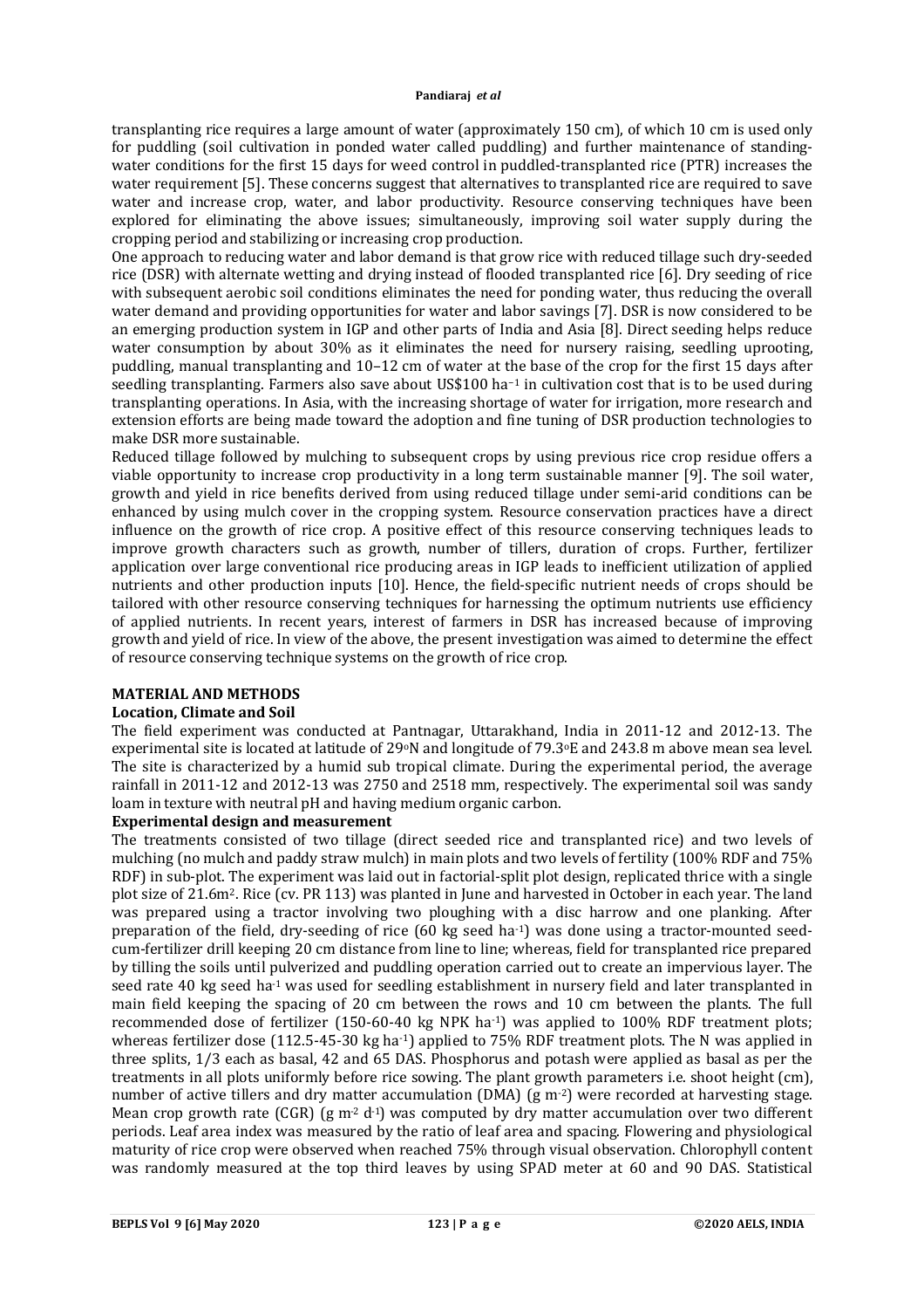transplanting rice requires a large amount of water (approximately 150 cm), of which 10 cm is used only for puddling (soil cultivation in ponded water called puddling) and further maintenance of standing-water conditions for the first 15 days for weed control in puddled-transplanted rice (PTR) increases the water requirement [5]. These concerns suggest that alternatives to transplanted rice are required to save water and increase crop, water, and labor productivity. Resource conserving techniques have been explored for eliminating the above issues; simultaneously, improving soil water supply during the cropping period and stabilizing or increasing crop production.

One approach to reducing water and labor demand is that grow rice with reduced tillage such dry-seeded rice (DSR) with alternate wetting and drying instead of flooded transplanted rice [6]. Dry seeding of rice with subsequent aerobic soil conditions eliminates the need for ponding water, thus reducing the overall water demand and providing opportunities for water and labor savings [7]. DSR is now considered to be an emerging production system in IGP and other parts of India and Asia [8]. Direct seeding helps reduce water consumption by about 30% as it eliminates the need for nursery raising, seedling uprooting, puddling, manual transplanting and 10–12 cm of water at the base of the crop for the first 15 days after seedling transplanting. Farmers also save about US$100 ha$^{-1}$ in cultivation cost that is to be used during transplanting operations. In Asia, with the increasing shortage of water for irrigation, more research and extension efforts are being made toward the adoption and fine tuning of DSR production technologies to make DSR more sustainable.

Reduced tillage followed by mulching to subsequent crops by using previous rice crop residue offers a viable opportunity to increase crop productivity in a long term sustainable manner [9]. The soil water, growth and yield in rice benefits derived from using reduced tillage under semi-arid conditions can be enhanced by using mulch cover in the cropping system. Resource conservation practices have a direct influence on the growth of rice crop. A positive effect of this resource conserving techniques leads to improve growth characters such as growth, number of tillers, duration of crops. Further, fertilizer application over large conventional rice producing areas in IGP leads to inefficient utilization of applied nutrients and other production inputs [10]. Hence, the field-specific nutrient needs of crops should be tailored with other resource conserving techniques for harnessing the optimum nutrients use efficiency of applied nutrients. In recent years, interest of farmers in DSR has increased because of improving growth and yield of rice. In view of the above, the present investigation was aimed to determine the effect of resource conserving technique systems on the growth of rice crop.

## MATERIAL AND METHODS

### Location, Climate and Soil

The field experiment was conducted at Pantnagar, Uttarakhand, India in 2011-12 and 2012-13. The experimental site is located at latitude of 29$^{o}$N and longitude of 79.3$^{o}$E and 243.8 m above mean sea level. The site is characterized by a humid sub tropical climate. During the experimental period, the average rainfall in 2011-12 and 2012-13 was 2750 and 2518 mm, respectively. The experimental soil was sandy loam in texture with neutral pH and having medium organic carbon.

### Experimental design and measurement

The treatments consisted of two tillage (direct seeded rice and transplanted rice) and two levels of mulching (no mulch and paddy straw mulch) in main plots and two levels of fertility (100% RDF and 75% RDF) in sub-plot. The experiment was laid out in factorial-split plot design, replicated thrice with a single plot size of 21.6m$^{2}$. Rice (cv. PR 113) was planted in June and harvested in October in each year. The land was prepared using a tractor involving two ploughing with a disc harrow and one planking. After preparation of the field, dry-seeding of rice (60 kg seed ha$^{-1}$) was done using a tractor-mounted seed-cum-fertilizer drill keeping 20 cm distance from line to line; whereas, field for transplanted rice prepared by tilling the soils until pulverized and puddling operation carried out to create an impervious layer. The seed rate 40 kg seed ha$^{-1}$ was used for seedling establishment in nursery field and later transplanted in main field keeping the spacing of 20 cm between the rows and 10 cm between the plants. The full recommended dose of fertilizer (150-60-40 kg NPK ha$^{-1}$) was applied to 100% RDF treatment plots; whereas fertilizer dose (112.5-45-30 kg ha$^{-1}$) applied to 75% RDF treatment plots. The N was applied in three splits, 1/3 each as basal, 42 and 65 DAS. Phosphorus and potash were applied as basal as per the treatments in all plots uniformly before rice sowing. The plant growth parameters i.e. shoot height (cm), number of active tillers and dry matter accumulation (DMA) (g m$^{-2}$) were recorded at harvesting stage. Mean crop growth rate (CGR) (g m$^{-2}$ d$^{-1}$) was computed by dry matter accumulation over two different periods. Leaf area index was measured by the ratio of leaf area and spacing. Flowering and physiological maturity of rice crop were observed when reached 75% through visual observation. Chlorophyll content was randomly measured at the top third leaves by using SPAD meter at 60 and 90 DAS. Statistical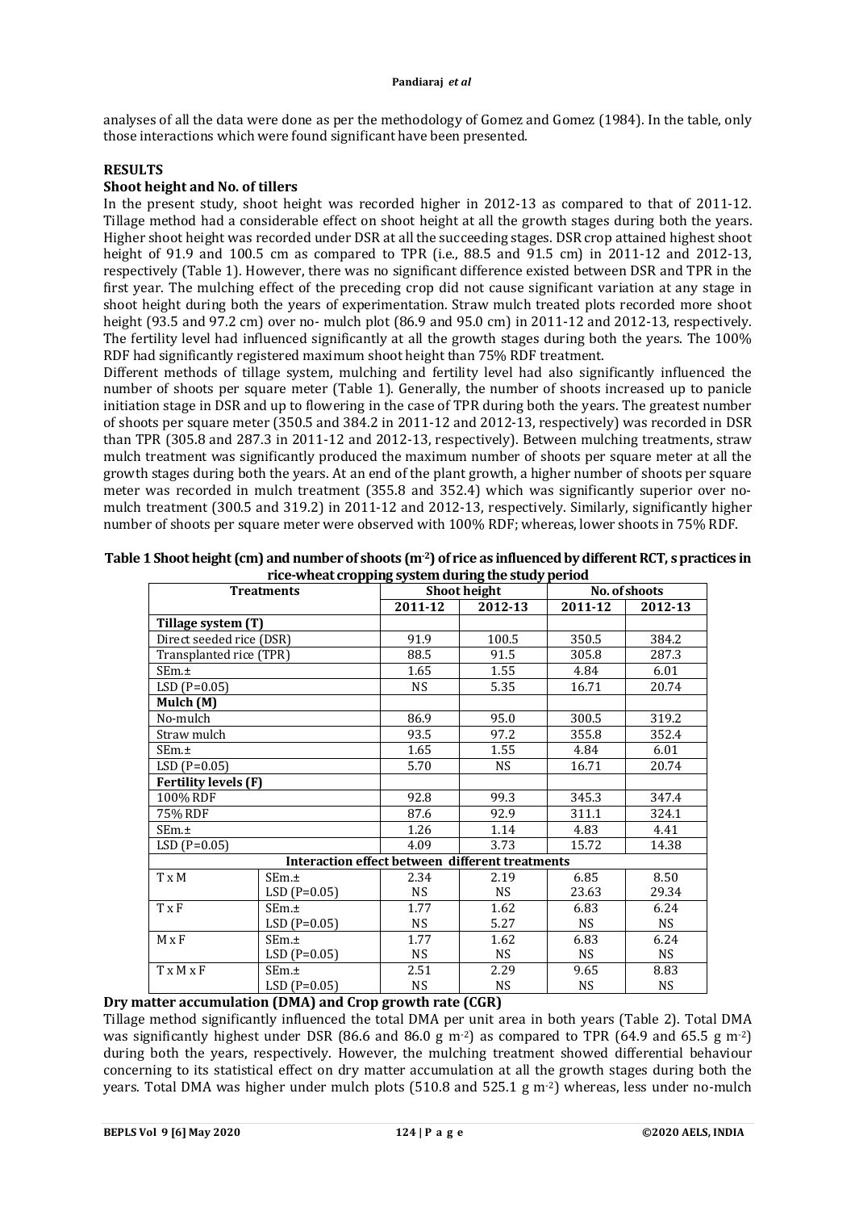analyses of all the data were done as per the methodology of Gomez and Gomez (1984). In the table, only those interactions which were found significant have been presented.

## RESULTS

### Shoot height and No. of tillers

In the present study, shoot height was recorded higher in 2012-13 as compared to that of 2011-12. Tillage method had a considerable effect on shoot height at all the growth stages during both the years. Higher shoot height was recorded under DSR at all the succeeding stages. DSR crop attained highest shoot height of 91.9 and 100.5 cm as compared to TPR (i.e., 88.5 and 91.5 cm) in 2011-12 and 2012-13, respectively (Table 1). However, there was no significant difference existed between DSR and TPR in the first year. The mulching effect of the preceding crop did not cause significant variation at any stage in shoot height during both the years of experimentation. Straw mulch treated plots recorded more shoot height (93.5 and 97.2 cm) over no- mulch plot (86.9 and 95.0 cm) in 2011-12 and 2012-13, respectively. The fertility level had influenced significantly at all the growth stages during both the years. The 100% RDF had significantly registered maximum shoot height than 75% RDF treatment.

Different methods of tillage system, mulching and fertility level had also significantly influenced the number of shoots per square meter (Table 1). Generally, the number of shoots increased up to panicle initiation stage in DSR and up to flowering in the case of TPR during both the years. The greatest number of shoots per square meter (350.5 and 384.2 in 2011-12 and 2012-13, respectively) was recorded in DSR than TPR (305.8 and 287.3 in 2011-12 and 2012-13, respectively). Between mulching treatments, straw mulch treatment was significantly produced the maximum number of shoots per square meter at all the growth stages during both the years. At an end of the plant growth, a higher number of shoots per square meter was recorded in mulch treatment (355.8 and 352.4) which was significantly superior over no-mulch treatment (300.5 and 319.2) in 2011-12 and 2012-13, respectively. Similarly, significantly higher number of shoots per square meter were observed with 100% RDF; whereas, lower shoots in 75% RDF.

**Table 1 Shoot height (cm) and number of shoots ($m^{-2}$) of rice as influenced by different RCT, s practices in rice-wheat cropping system during the study period**

| Treatments | | Shoot height | | No. of shoots | |
|---|---|---|---|---|---|
| | | 2011-12 | 2012-13 | 2011-12 | 2012-13 |
| **Tillage system (T)** | | | | | |
| Direct seeded rice (DSR) | | 91.9 | 100.5 | 350.5 | 384.2 |
| Transplanted rice (TPR) | | 88.5 | 91.5 | 305.8 | 287.3 |
| SEm.± | | 1.65 | 1.55 | 4.84 | 6.01 |
| LSD (P=0.05) | | NS | 5.35 | 16.71 | 20.74 |
| **Mulch (M)** | | | | | |
| No-mulch | | 86.9 | 95.0 | 300.5 | 319.2 |
| Straw mulch | | 93.5 | 97.2 | 355.8 | 352.4 |
| SEm.± | | 1.65 | 1.55 | 4.84 | 6.01 |
| LSD (P=0.05) | | 5.70 | NS | 16.71 | 20.74 |
| **Fertility levels (F)** | | | | | |
| 100% RDF | | 92.8 | 99.3 | 345.3 | 347.4 |
| 75% RDF | | 87.6 | 92.9 | 311.1 | 324.1 |
| SEm.± | | 1.26 | 1.14 | 4.83 | 4.41 |
| LSD (P=0.05) | | 4.09 | 3.73 | 15.72 | 14.38 |
| **Interaction effect between different treatments** | | | | | |
| T x M | SEm.± | 2.34 | 2.19 | 6.85 | 8.50 |
| | LSD (P=0.05) | NS | NS | 23.63 | 29.34 |
| T x F | SEm.± | 1.77 | 1.62 | 6.83 | 6.24 |
| | LSD (P=0.05) | NS | 5.27 | NS | NS |
| M x F | SEm.± | 1.77 | 1.62 | 6.83 | 6.24 |
| | LSD (P=0.05) | NS | NS | NS | NS |
| T x M x F | SEm.± | 2.51 | 2.29 | 9.65 | 8.83 |
| | LSD (P=0.05) | NS | NS | NS | NS |

### Dry matter accumulation (DMA) and Crop growth rate (CGR)

Tillage method significantly influenced the total DMA per unit area in both years (Table 2). Total DMA was significantly highest under DSR (86.6 and 86.0 g $m^{-2}$) as compared to TPR (64.9 and 65.5 g $m^{-2}$) during both the years, respectively. However, the mulching treatment showed differential behaviour concerning to its statistical effect on dry matter accumulation at all the growth stages during both the years. Total DMA was higher under mulch plots (510.8 and 525.1 g $m^{-2}$) whereas, less under no-mulch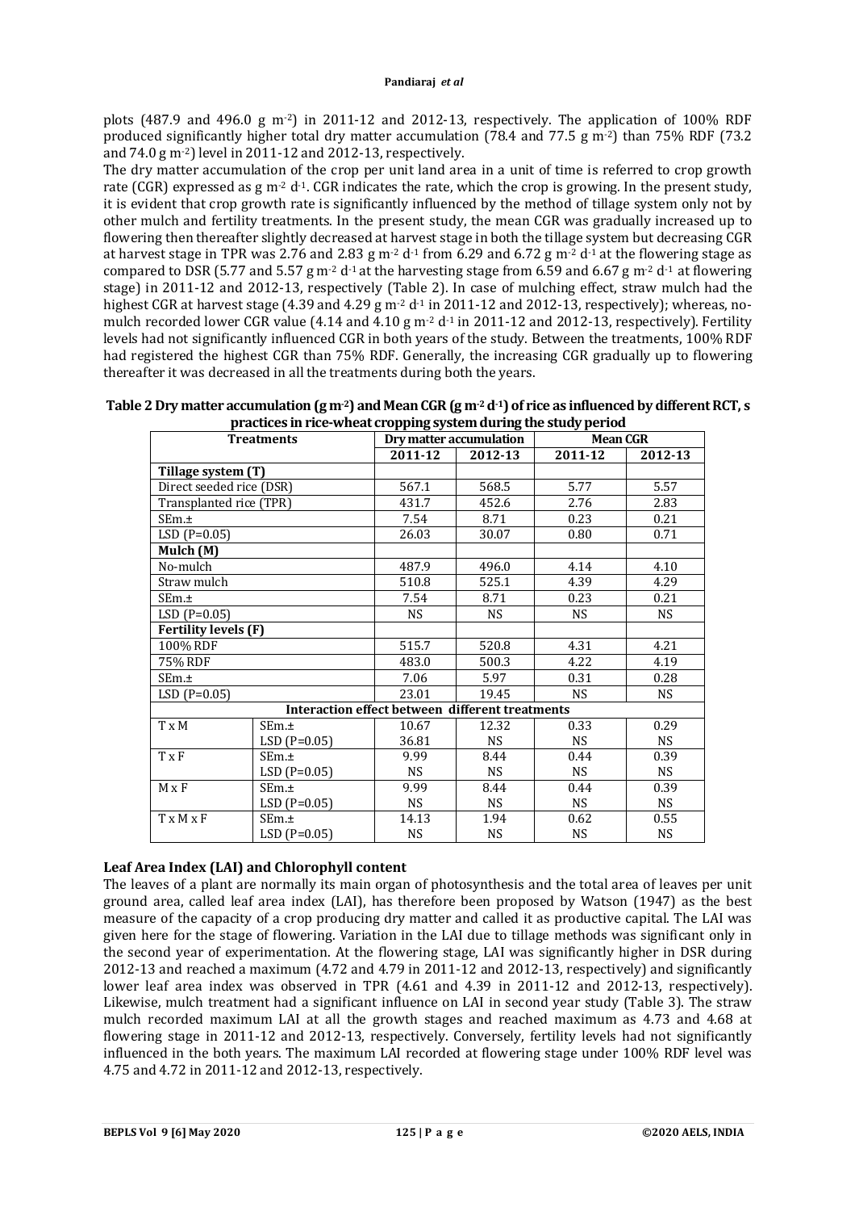plots (487.9 and 496.0 g m$^{-2}$) in 2011-12 and 2012-13, respectively. The application of 100% RDF produced significantly higher total dry matter accumulation (78.4 and 77.5 g m$^{-2}$) than 75% RDF (73.2 and 74.0 g m$^{-2}$) level in 2011-12 and 2012-13, respectively.

The dry matter accumulation of the crop per unit land area in a unit of time is referred to crop growth rate (CGR) expressed as g m$^{-2}$ d$^{-1}$. CGR indicates the rate, which the crop is growing. In the present study, it is evident that crop growth rate is significantly influenced by the method of tillage system only not by other mulch and fertility treatments. In the present study, the mean CGR was gradually increased up to flowering then thereafter slightly decreased at harvest stage in both the tillage system but decreasing CGR at harvest stage in TPR was 2.76 and 2.83 g m$^{-2}$ d$^{-1}$ from 6.29 and 6.72 g m$^{-2}$ d$^{-1}$ at the flowering stage as compared to DSR (5.77 and 5.57 g m$^{-2}$ d$^{-1}$ at the harvesting stage from 6.59 and 6.67 g m$^{-2}$ d$^{-1}$ at flowering stage) in 2011-12 and 2012-13, respectively (Table 2). In case of mulching effect, straw mulch had the highest CGR at harvest stage (4.39 and 4.29 g m$^{-2}$ d$^{-1}$ in 2011-12 and 2012-13, respectively); whereas, no-mulch recorded lower CGR value (4.14 and 4.10 g m$^{-2}$ d$^{-1}$ in 2011-12 and 2012-13, respectively). Fertility levels had not significantly influenced CGR in both years of the study. Between the treatments, 100% RDF had registered the highest CGR than 75% RDF. Generally, the increasing CGR gradually up to flowering thereafter it was decreased in all the treatments during both the years.

**Table 2 Dry matter accumulation (g m$^{-2}$) and Mean CGR (g m$^{-2}$ d$^{-1}$) of rice as influenced by different RCT, s practices in rice-wheat cropping system during the study period**

| Treatments | | Dry matter accumulation | | Mean CGR | |
|---|---|---|---|---|---|
| | | 2011-12 | 2012-13 | 2011-12 | 2012-13 |
| **Tillage system (T)** | | | | | |
| Direct seeded rice (DSR) | | 567.1 | 568.5 | 5.77 | 5.57 |
| Transplanted rice (TPR) | | 431.7 | 452.6 | 2.76 | 2.83 |
| SEm.± | | 7.54 | 8.71 | 0.23 | 0.21 |
| LSD (P=0.05) | | 26.03 | 30.07 | 0.80 | 0.71 |
| **Mulch (M)** | | | | | |
| No-mulch | | 487.9 | 496.0 | 4.14 | 4.10 |
| Straw mulch | | 510.8 | 525.1 | 4.39 | 4.29 |
| SEm.± | | 7.54 | 8.71 | 0.23 | 0.21 |
| LSD (P=0.05) | | NS | NS | NS | NS |
| **Fertility levels (F)** | | | | | |
| 100% RDF | | 515.7 | 520.8 | 4.31 | 4.21 |
| 75% RDF | | 483.0 | 500.3 | 4.22 | 4.19 |
| SEm.± | | 7.06 | 5.97 | 0.31 | 0.28 |
| LSD (P=0.05) | | 23.01 | 19.45 | NS | NS |
| **Interaction effect between different treatments** | | | | | |
| T x M | SEm.± | 10.67 | 12.32 | 0.33 | 0.29 |
| | LSD (P=0.05) | 36.81 | NS | NS | NS |
| T x F | SEm.± | 9.99 | 8.44 | 0.44 | 0.39 |
| | LSD (P=0.05) | NS | NS | NS | NS |
| M x F | SEm.± | 9.99 | 8.44 | 0.44 | 0.39 |
| | LSD (P=0.05) | NS | NS | NS | NS |
| T x M x F | SEm.± | 14.13 | 1.94 | 0.62 | 0.55 |
| | LSD (P=0.05) | NS | NS | NS | NS |

### Leaf Area Index (LAI) and Chlorophyll content

The leaves of a plant are normally its main organ of photosynthesis and the total area of leaves per unit ground area, called leaf area index (LAI), has therefore been proposed by Watson (1947) as the best measure of the capacity of a crop producing dry matter and called it as productive capital. The LAI was given here for the stage of flowering. Variation in the LAI due to tillage methods was significant only in the second year of experimentation. At the flowering stage, LAI was significantly higher in DSR during 2012-13 and reached a maximum (4.72 and 4.79 in 2011-12 and 2012-13, respectively) and significantly lower leaf area index was observed in TPR (4.61 and 4.39 in 2011-12 and 2012-13, respectively). Likewise, mulch treatment had a significant influence on LAI in second year study (Table 3). The straw mulch recorded maximum LAI at all the growth stages and reached maximum as 4.73 and 4.68 at flowering stage in 2011-12 and 2012-13, respectively. Conversely, fertility levels had not significantly influenced in the both years. The maximum LAI recorded at flowering stage under 100% RDF level was 4.75 and 4.72 in 2011-12 and 2012-13, respectively.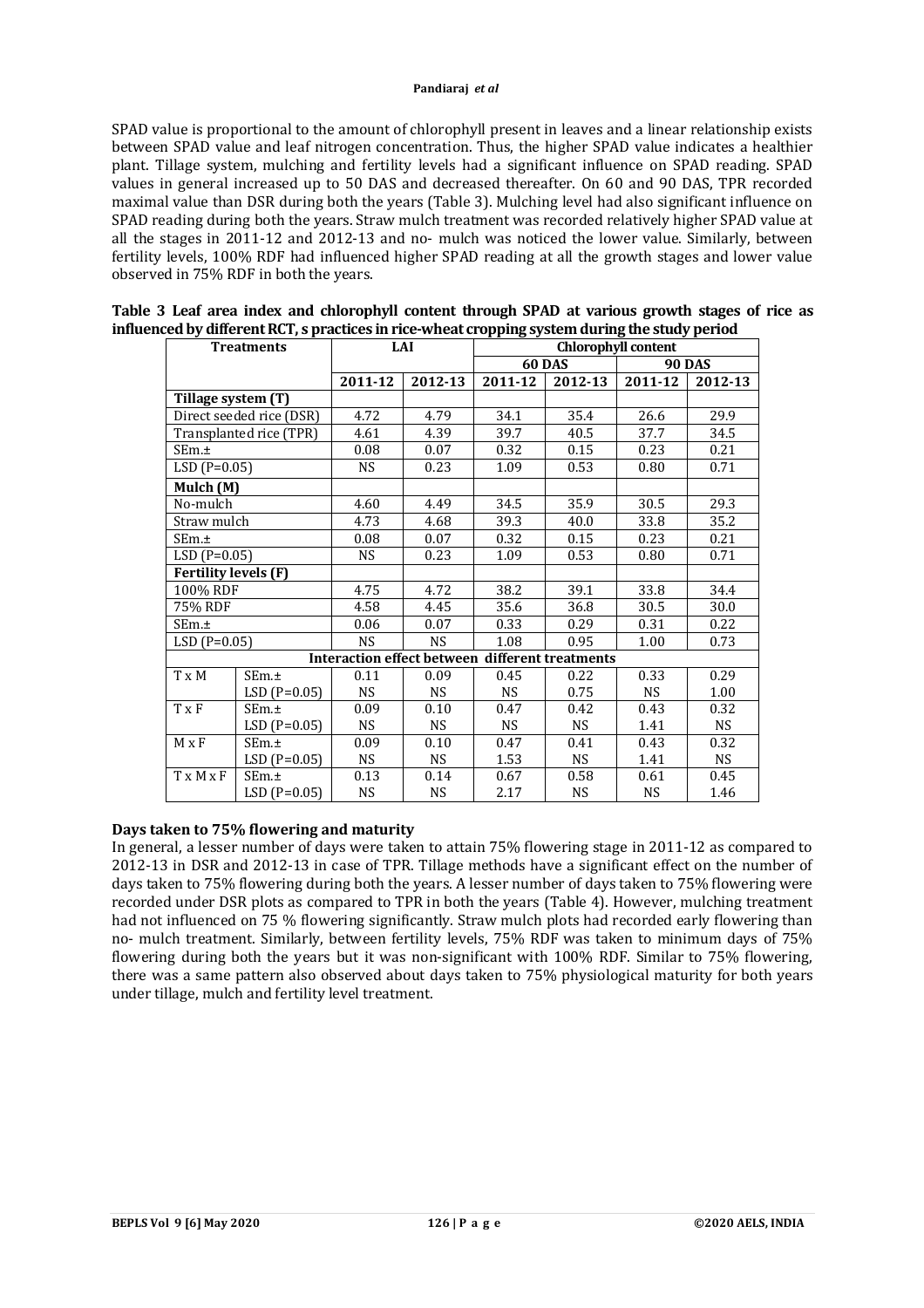SPAD value is proportional to the amount of chlorophyll present in leaves and a linear relationship exists between SPAD value and leaf nitrogen concentration. Thus, the higher SPAD value indicates a healthier plant. Tillage system, mulching and fertility levels had a significant influence on SPAD reading. SPAD values in general increased up to 50 DAS and decreased thereafter. On 60 and 90 DAS, TPR recorded maximal value than DSR during both the years (Table 3). Mulching level had also significant influence on SPAD reading during both the years. Straw mulch treatment was recorded relatively higher SPAD value at all the stages in 2011-12 and 2012-13 and no- mulch was noticed the lower value. Similarly, between fertility levels, 100% RDF had influenced higher SPAD reading at all the growth stages and lower value observed in 75% RDF in both the years.

**Table 3 Leaf area index and chlorophyll content through SPAD at various growth stages of rice as influenced by different RCT, s practices in rice-wheat cropping system during the study period**

| Treatments | | LAI | | Chlorophyll content | | | |
|---|---|---|---|---|---|---|---|
| | | | | 60 DAS | | 90 DAS | |
| | | 2011-12 | 2012-13 | 2011-12 | 2012-13 | 2011-12 | 2012-13 |
| **Tillage system (T)** | | | | | | | |
| Direct seeded rice (DSR) | | 4.72 | 4.79 | 34.1 | 35.4 | 26.6 | 29.9 |
| Transplanted rice (TPR) | | 4.61 | 4.39 | 39.7 | 40.5 | 37.7 | 34.5 |
| SEm.± | | 0.08 | 0.07 | 0.32 | 0.15 | 0.23 | 0.21 |
| LSD (P=0.05) | | NS | 0.23 | 1.09 | 0.53 | 0.80 | 0.71 |
| **Mulch (M)** | | | | | | | |
| No-mulch | | 4.60 | 4.49 | 34.5 | 35.9 | 30.5 | 29.3 |
| Straw mulch | | 4.73 | 4.68 | 39.3 | 40.0 | 33.8 | 35.2 |
| SEm.± | | 0.08 | 0.07 | 0.32 | 0.15 | 0.23 | 0.21 |
| LSD (P=0.05) | | NS | 0.23 | 1.09 | 0.53 | 0.80 | 0.71 |
| **Fertility levels (F)** | | | | | | | |
| 100% RDF | | 4.75 | 4.72 | 38.2 | 39.1 | 33.8 | 34.4 |
| 75% RDF | | 4.58 | 4.45 | 35.6 | 36.8 | 30.5 | 30.0 |
| SEm.± | | 0.06 | 0.07 | 0.33 | 0.29 | 0.31 | 0.22 |
| LSD (P=0.05) | | NS | NS | 1.08 | 0.95 | 1.00 | 0.73 |
| **Interaction effect between different treatments** | | | | | | | |
| T x M | SEm.± | 0.11 | 0.09 | 0.45 | 0.22 | 0.33 | 0.29 |
| | LSD (P=0.05) | NS | NS | NS | 0.75 | NS | 1.00 |
| T x F | SEm.± | 0.09 | 0.10 | 0.47 | 0.42 | 0.43 | 0.32 |
| | LSD (P=0.05) | NS | NS | NS | NS | 1.41 | NS |
| M x F | SEm.± | 0.09 | 0.10 | 0.47 | 0.41 | 0.43 | 0.32 |
| | LSD (P=0.05) | NS | NS | 1.53 | NS | 1.41 | NS |
| T x M x F | SEm.± | 0.13 | 0.14 | 0.67 | 0.58 | 0.61 | 0.45 |
| | LSD (P=0.05) | NS | NS | 2.17 | NS | NS | 1.46 |

**Days taken to 75% flowering and maturity**

In general, a lesser number of days were taken to attain 75% flowering stage in 2011-12 as compared to 2012-13 in DSR and 2012-13 in case of TPR. Tillage methods have a significant effect on the number of days taken to 75% flowering during both the years. A lesser number of days taken to 75% flowering were recorded under DSR plots as compared to TPR in both the years (Table 4). However, mulching treatment had not influenced on 75 % flowering significantly. Straw mulch plots had recorded early flowering than no- mulch treatment. Similarly, between fertility levels, 75% RDF was taken to minimum days of 75% flowering during both the years but it was non-significant with 100% RDF. Similar to 75% flowering, there was a same pattern also observed about days taken to 75% physiological maturity for both years under tillage, mulch and fertility level treatment.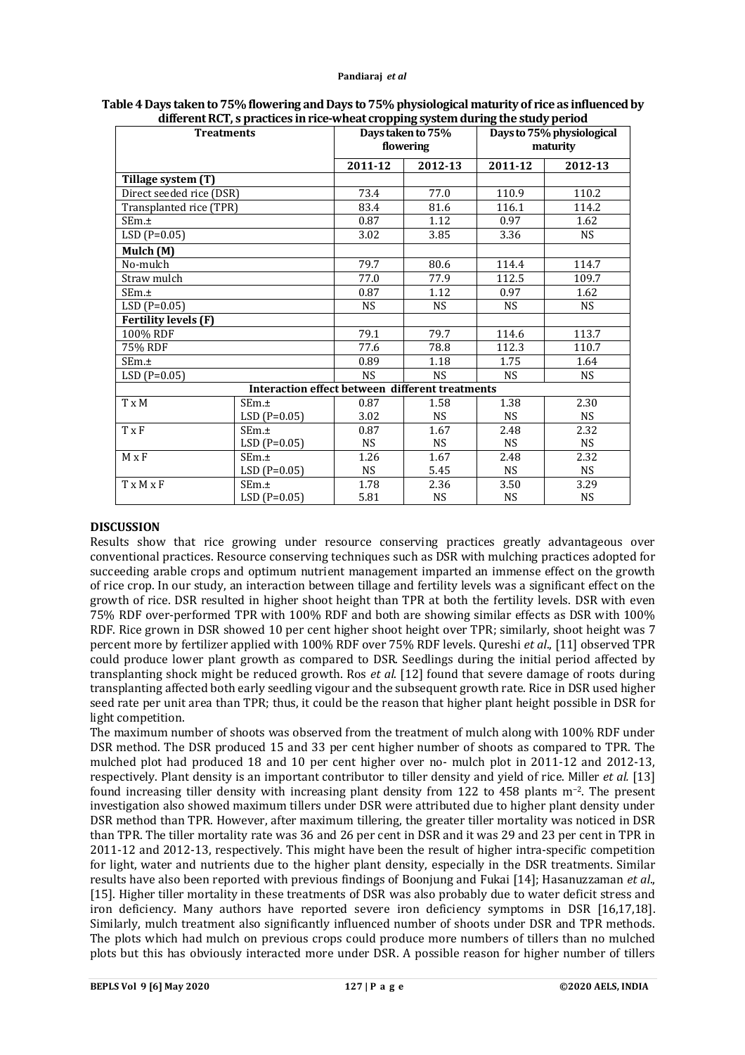**Table 4 Days taken to 75% flowering and Days to 75% physiological maturity of rice as influenced by different RCT, s practices in rice-wheat cropping system during the study period**

| Treatments | | Days taken to 75% flowering | | Days to 75% physiological maturity | |
|---|---|---|---|---|---|
| | | 2011-12 | 2012-13 | 2011-12 | 2012-13 |
| **Tillage system (T)** | | | | | |
| Direct seeded rice (DSR) | | 73.4 | 77.0 | 110.9 | 110.2 |
| Transplanted rice (TPR) | | 83.4 | 81.6 | 116.1 | 114.2 |
| SEm.± | | 0.87 | 1.12 | 0.97 | 1.62 |
| LSD (P=0.05) | | 3.02 | 3.85 | 3.36 | NS |
| **Mulch (M)** | | | | | |
| No-mulch | | 79.7 | 80.6 | 114.4 | 114.7 |
| Straw mulch | | 77.0 | 77.9 | 112.5 | 109.7 |
| SEm.± | | 0.87 | 1.12 | 0.97 | 1.62 |
| LSD (P=0.05) | | NS | NS | NS | NS |
| **Fertility levels (F)** | | | | | |
| 100% RDF | | 79.1 | 79.7 | 114.6 | 113.7 |
| 75% RDF | | 77.6 | 78.8 | 112.3 | 110.7 |
| SEm.± | | 0.89 | 1.18 | 1.75 | 1.64 |
| LSD (P=0.05) | | NS | NS | NS | NS |
| **Interaction effect between different treatments** | | | | | |
| T x M | SEm.± | 0.87 | 1.58 | 1.38 | 2.30 |
| | LSD (P=0.05) | 3.02 | NS | NS | NS |
| T x F | SEm.± | 0.87 | 1.67 | 2.48 | 2.32 |
| | LSD (P=0.05) | NS | NS | NS | NS |
| M x F | SEm.± | 1.26 | 1.67 | 2.48 | 2.32 |
| | LSD (P=0.05) | NS | 5.45 | NS | NS |
| T x M x F | SEm.± | 1.78 | 2.36 | 3.50 | 3.29 |
| | LSD (P=0.05) | 5.81 | NS | NS | NS |

## DISCUSSION

Results show that rice growing under resource conserving practices greatly advantageous over conventional practices. Resource conserving techniques such as DSR with mulching practices adopted for succeeding arable crops and optimum nutrient management imparted an immense effect on the growth of rice crop. In our study, an interaction between tillage and fertility levels was a significant effect on the growth of rice. DSR resulted in higher shoot height than TPR at both the fertility levels. DSR with even 75% RDF over-performed TPR with 100% RDF and both are showing similar effects as DSR with 100% RDF. Rice grown in DSR showed 10 per cent higher shoot height over TPR; similarly, shoot height was 7 percent more by fertilizer applied with 100% RDF over 75% RDF levels. Qureshi *et al.,* [11] observed TPR could produce lower plant growth as compared to DSR. Seedlings during the initial period affected by transplanting shock might be reduced growth. Ros *et al.* [12] found that severe damage of roots during transplanting affected both early seedling vigour and the subsequent growth rate. Rice in DSR used higher seed rate per unit area than TPR; thus, it could be the reason that higher plant height possible in DSR for light competition.

The maximum number of shoots was observed from the treatment of mulch along with 100% RDF under DSR method. The DSR produced 15 and 33 per cent higher number of shoots as compared to TPR. The mulched plot had produced 18 and 10 per cent higher over no- mulch plot in 2011-12 and 2012-13, respectively. Plant density is an important contributor to tiller density and yield of rice. Miller *et al.* [13] found increasing tiller density with increasing plant density from 122 to 458 plants $m^{-2}$. The present investigation also showed maximum tillers under DSR were attributed due to higher plant density under DSR method than TPR. However, after maximum tillering, the greater tiller mortality was noticed in DSR than TPR. The tiller mortality rate was 36 and 26 per cent in DSR and it was 29 and 23 per cent in TPR in 2011-12 and 2012-13, respectively. This might have been the result of higher intra-specific competition for light, water and nutrients due to the higher plant density, especially in the DSR treatments. Similar results have also been reported with previous findings of Boonjung and Fukai [14]; Hasanuzzaman *et al.,* [15]. Higher tiller mortality in these treatments of DSR was also probably due to water deficit stress and iron deficiency. Many authors have reported severe iron deficiency symptoms in DSR [16,17,18]. Similarly, mulch treatment also significantly influenced number of shoots under DSR and TPR methods. The plots which had mulch on previous crops could produce more numbers of tillers than no mulched plots but this has obviously interacted more under DSR. A possible reason for higher number of tillers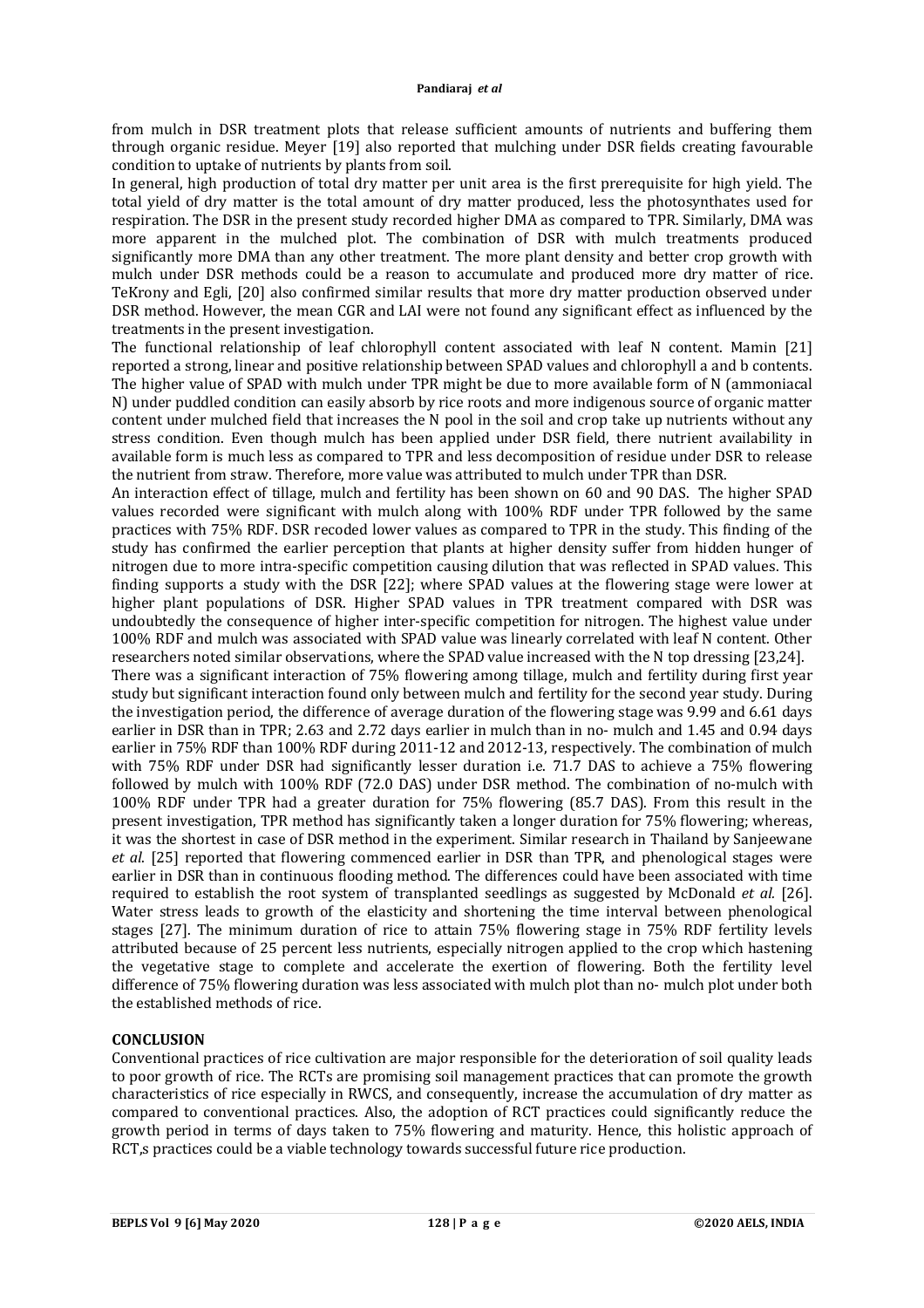from mulch in DSR treatment plots that release sufficient amounts of nutrients and buffering them through organic residue. Meyer [19] also reported that mulching under DSR fields creating favourable condition to uptake of nutrients by plants from soil.

In general, high production of total dry matter per unit area is the first prerequisite for high yield. The total yield of dry matter is the total amount of dry matter produced, less the photosynthates used for respiration. The DSR in the present study recorded higher DMA as compared to TPR. Similarly, DMA was more apparent in the mulched plot. The combination of DSR with mulch treatments produced significantly more DMA than any other treatment. The more plant density and better crop growth with mulch under DSR methods could be a reason to accumulate and produced more dry matter of rice. TeKrony and Egli, [20] also confirmed similar results that more dry matter production observed under DSR method. However, the mean CGR and LAI were not found any significant effect as influenced by the treatments in the present investigation.

The functional relationship of leaf chlorophyll content associated with leaf N content. Mamin [21] reported a strong, linear and positive relationship between SPAD values and chlorophyll a and b contents. The higher value of SPAD with mulch under TPR might be due to more available form of N (ammoniacal N) under puddled condition can easily absorb by rice roots and more indigenous source of organic matter content under mulched field that increases the N pool in the soil and crop take up nutrients without any stress condition. Even though mulch has been applied under DSR field, there nutrient availability in available form is much less as compared to TPR and less decomposition of residue under DSR to release the nutrient from straw. Therefore, more value was attributed to mulch under TPR than DSR.

An interaction effect of tillage, mulch and fertility has been shown on 60 and 90 DAS. The higher SPAD values recorded were significant with mulch along with 100% RDF under TPR followed by the same practices with 75% RDF. DSR recoded lower values as compared to TPR in the study. This finding of the study has confirmed the earlier perception that plants at higher density suffer from hidden hunger of nitrogen due to more intra-specific competition causing dilution that was reflected in SPAD values. This finding supports a study with the DSR [22]; where SPAD values at the flowering stage were lower at higher plant populations of DSR. Higher SPAD values in TPR treatment compared with DSR was undoubtedly the consequence of higher inter-specific competition for nitrogen. The highest value under 100% RDF and mulch was associated with SPAD value was linearly correlated with leaf N content. Other researchers noted similar observations, where the SPAD value increased with the N top dressing [23,24].

There was a significant interaction of 75% flowering among tillage, mulch and fertility during first year study but significant interaction found only between mulch and fertility for the second year study. During the investigation period, the difference of average duration of the flowering stage was 9.99 and 6.61 days earlier in DSR than in TPR; 2.63 and 2.72 days earlier in mulch than in no- mulch and 1.45 and 0.94 days earlier in 75% RDF than 100% RDF during 2011-12 and 2012-13, respectively. The combination of mulch with 75% RDF under DSR had significantly lesser duration i.e. 71.7 DAS to achieve a 75% flowering followed by mulch with 100% RDF (72.0 DAS) under DSR method. The combination of no-mulch with 100% RDF under TPR had a greater duration for 75% flowering (85.7 DAS). From this result in the present investigation, TPR method has significantly taken a longer duration for 75% flowering; whereas, it was the shortest in case of DSR method in the experiment. Similar research in Thailand by Sanjeewane *et al.* [25] reported that flowering commenced earlier in DSR than TPR, and phenological stages were earlier in DSR than in continuous flooding method. The differences could have been associated with time required to establish the root system of transplanted seedlings as suggested by McDonald *et al.* [26]. Water stress leads to growth of the elasticity and shortening the time interval between phenological stages [27]. The minimum duration of rice to attain 75% flowering stage in 75% RDF fertility levels attributed because of 25 percent less nutrients, especially nitrogen applied to the crop which hastening the vegetative stage to complete and accelerate the exertion of flowering. Both the fertility level difference of 75% flowering duration was less associated with mulch plot than no- mulch plot under both the established methods of rice.

## CONCLUSION

Conventional practices of rice cultivation are major responsible for the deterioration of soil quality leads to poor growth of rice. The RCTs are promising soil management practices that can promote the growth characteristics of rice especially in RWCS, and consequently, increase the accumulation of dry matter as compared to conventional practices. Also, the adoption of RCT practices could significantly reduce the growth period in terms of days taken to 75% flowering and maturity. Hence, this holistic approach of RCT,s practices could be a viable technology towards successful future rice production.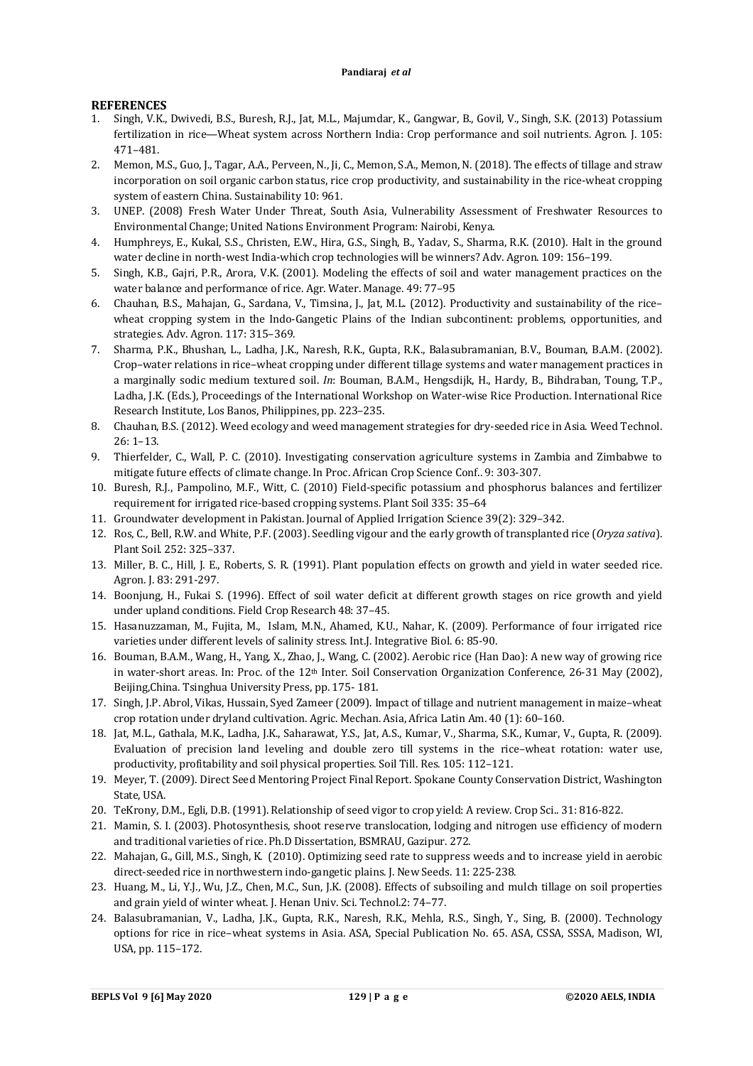## REFERENCES

1. Singh, V.K., Dwivedi, B.S., Buresh, R.J., Jat, M.L., Majumdar, K., Gangwar, B., Govil, V., Singh, S.K. (2013) Potassium fertilization in rice—Wheat system across Northern India: Crop performance and soil nutrients. Agron. J. 105: 471–481.
2. Memon, M.S., Guo, J., Tagar, A.A., Perveen, N., Ji, C., Memon, S.A., Memon, N. (2018). The effects of tillage and straw incorporation on soil organic carbon status, rice crop productivity, and sustainability in the rice-wheat cropping system of eastern China. Sustainability 10: 961.
3. UNEP. (2008) Fresh Water Under Threat, South Asia, Vulnerability Assessment of Freshwater Resources to Environmental Change; United Nations Environment Program: Nairobi, Kenya.
4. Humphreys, E., Kukal, S.S., Christen, E.W., Hira, G.S., Singh, B., Yadav, S., Sharma, R.K. (2010). Halt in the ground water decline in north-west India-which crop technologies will be winners? Adv. Agron. 109: 156–199.
5. Singh, K.B., Gajri, P.R., Arora, V.K. (2001). Modeling the effects of soil and water management practices on the water balance and performance of rice. Agr. Water. Manage. 49: 77–95
6. Chauhan, B.S., Mahajan, G., Sardana, V., Timsina, J., Jat, M.L. (2012). Productivity and sustainability of the rice–wheat cropping system in the Indo-Gangetic Plains of the Indian subcontinent: problems, opportunities, and strategies. Adv. Agron. 117: 315–369.
7. Sharma, P.K., Bhushan, L., Ladha, J.K., Naresh, R.K., Gupta, R.K., Balasubramanian, B.V., Bouman, B.A.M. (2002). Crop–water relations in rice–wheat cropping under different tillage systems and water management practices in a marginally sodic medium textured soil. *In*: Bouman, B.A.M., Hengsdijk, H., Hardy, B., Bihdraban, Toung, T.P., Ladha, J.K. (Eds.), Proceedings of the International Workshop on Water-wise Rice Production. International Rice Research Institute, Los Banos, Philippines, pp. 223–235.
8. Chauhan, B.S. (2012). Weed ecology and weed management strategies for dry-seeded rice in Asia. Weed Technol. 26: 1–13.
9. Thierfelder, C., Wall, P. C. (2010). Investigating conservation agriculture systems in Zambia and Zimbabwe to mitigate future effects of climate change. In Proc. African Crop Science Conf.. 9: 303-307.
10. Buresh, R.J., Pampolino, M.F., Witt, C. (2010) Field-specific potassium and phosphorus balances and fertilizer requirement for irrigated rice-based cropping systems. Plant Soil 335: 35–64
11. Groundwater development in Pakistan. Journal of Applied Irrigation Science 39(2): 329–342.
12. Ros, C., Bell, R.W. and White, P.F. (2003). Seedling vigour and the early growth of transplanted rice (*Oryza sativa*). Plant Soil. 252: 325–337.
13. Miller, B. C., Hill, J. E., Roberts, S. R. (1991). Plant population effects on growth and yield in water seeded rice. Agron. J. 83: 291-297.
14. Boonjung, H., Fukai S. (1996). Effect of soil water deficit at different growth stages on rice growth and yield under upland conditions. Field Crop Research 48: 37–45.
15. Hasanuzzaman, M., Fujita, M., Islam, M.N., Ahamed, K.U., Nahar, K. (2009). Performance of four irrigated rice varieties under different levels of salinity stress. Int.J. Integrative Biol. 6: 85-90.
16. Bouman, B.A.M., Wang, H., Yang, X., Zhao, J., Wang, C. (2002). Aerobic rice (Han Dao): A new way of growing rice in water-short areas. In: Proc. of the 12th Inter. Soil Conservation Organization Conference, 26-31 May (2002), Beijing,China. Tsinghua University Press, pp. 175- 181.
17. Singh, J.P. Abrol, Vikas, Hussain, Syed Zameer (2009). Impact of tillage and nutrient management in maize–wheat crop rotation under dryland cultivation. Agric. Mechan. Asia, Africa Latin Am. 40 (1): 60–160.
18. Jat, M.L., Gathala, M.K., Ladha, J.K., Saharawat, Y.S., Jat, A.S., Kumar, V., Sharma, S.K., Kumar, V., Gupta, R. (2009). Evaluation of precision land leveling and double zero till systems in the rice–wheat rotation: water use, productivity, profitability and soil physical properties. Soil Till. Res. 105: 112–121.
19. Meyer, T. (2009). Direct Seed Mentoring Project Final Report. Spokane County Conservation District, Washington State, USA.
20. TeKrony, D.M., Egli, D.B. (1991). Relationship of seed vigor to crop yield: A review. Crop Sci.. 31: 816-822.
21. Mamin, S. I. (2003). Photosynthesis, shoot reserve translocation, lodging and nitrogen use efficiency of modern and traditional varieties of rice. Ph.D Dissertation, BSMRAU, Gazipur. 272.
22. Mahajan, G., Gill, M.S., Singh, K. (2010). Optimizing seed rate to suppress weeds and to increase yield in aerobic direct-seeded rice in northwestern indo-gangetic plains. J. New Seeds. 11: 225-238.
23. Huang, M., Li, Y.J., Wu, J.Z., Chen, M.C., Sun, J.K. (2008). Effects of subsoiling and mulch tillage on soil properties and grain yield of winter wheat. J. Henan Univ. Sci. Technol.2: 74–77.
24. Balasubramanian, V., Ladha, J.K., Gupta, R.K., Naresh, R.K., Mehla, R.S., Singh, Y., Sing, B. (2000). Technology options for rice in rice–wheat systems in Asia. ASA, Special Publication No. 65. ASA, CSSA, SSSA, Madison, WI, USA, pp. 115–172.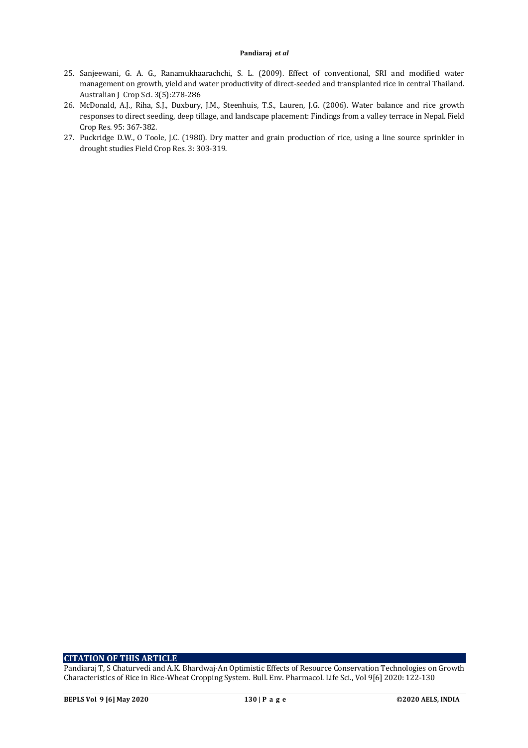25. Sanjeewani, G. A. G., Ranamukhaarachchi, S. L. (2009). Effect of conventional, SRI and modified water management on growth, yield and water productivity of direct-seeded and transplanted rice in central Thailand. Australian J Crop Sci. 3(5):278-286
26. McDonald, A.J., Riha, S.J., Duxbury, J.M., Steenhuis, T.S., Lauren, J.G. (2006). Water balance and rice growth responses to direct seeding, deep tillage, and landscape placement: Findings from a valley terrace in Nepal. Field Crop Res. 95: 367-382.
27. Puckridge D.W., O Toole, J.C. (1980). Dry matter and grain production of rice, using a line source sprinkler in drought studies Field Crop Res. 3: 303-319.

**CITATION OF THIS ARTICLE**

Pandiaraj T, S Chaturvedi and A.K. Bhardwaj·An Optimistic Effects of Resource Conservation Technologies on Growth Characteristics of Rice in Rice-Wheat Cropping System. Bull. Env. Pharmacol. Life Sci., Vol 9[6] 2020: 122-130